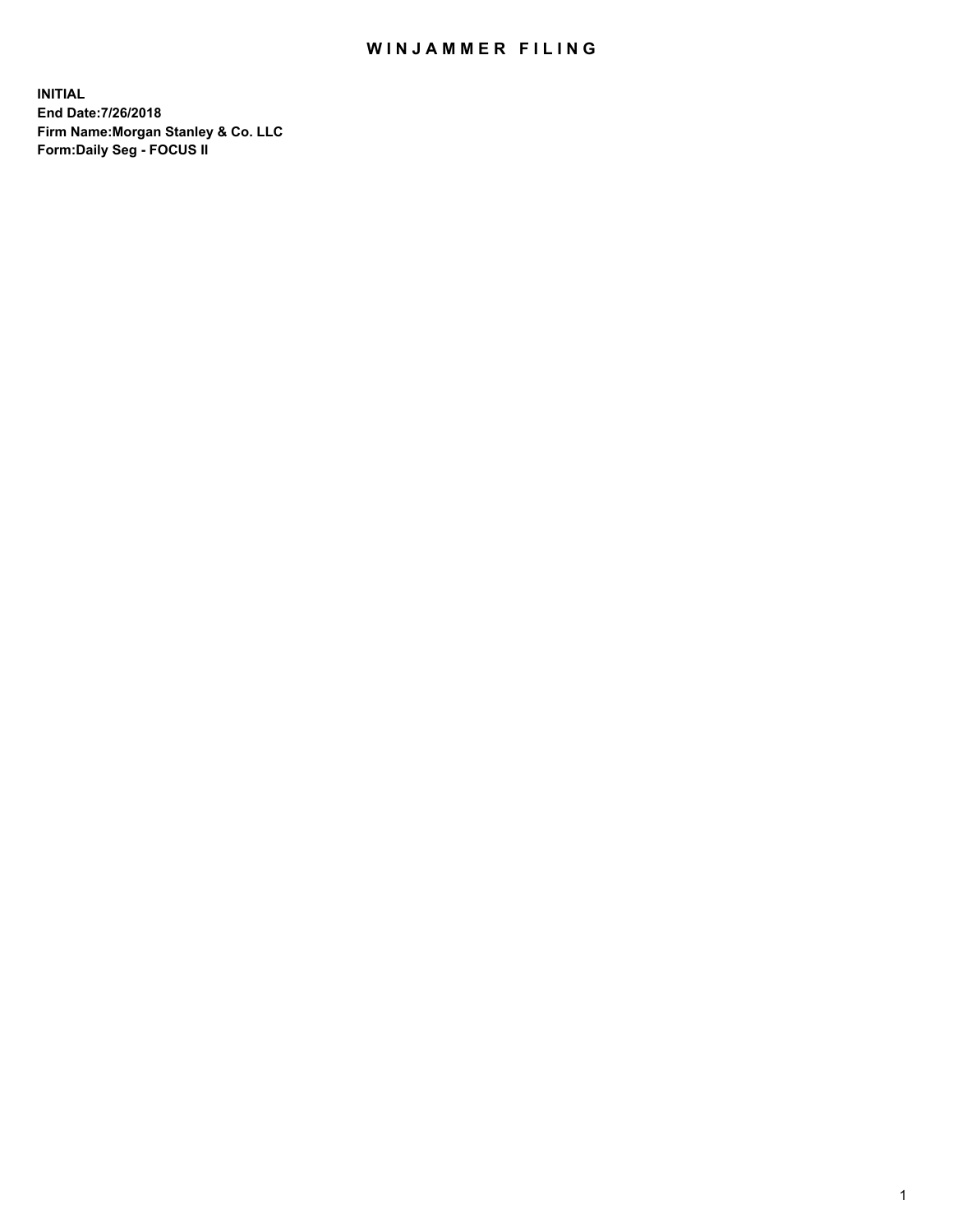# WINJAMMER FILING

**INITIAL**
**End Date:7/26/2018**
**Firm Name:Morgan Stanley & Co. LLC**
**Form:Daily Seg - FOCUS II**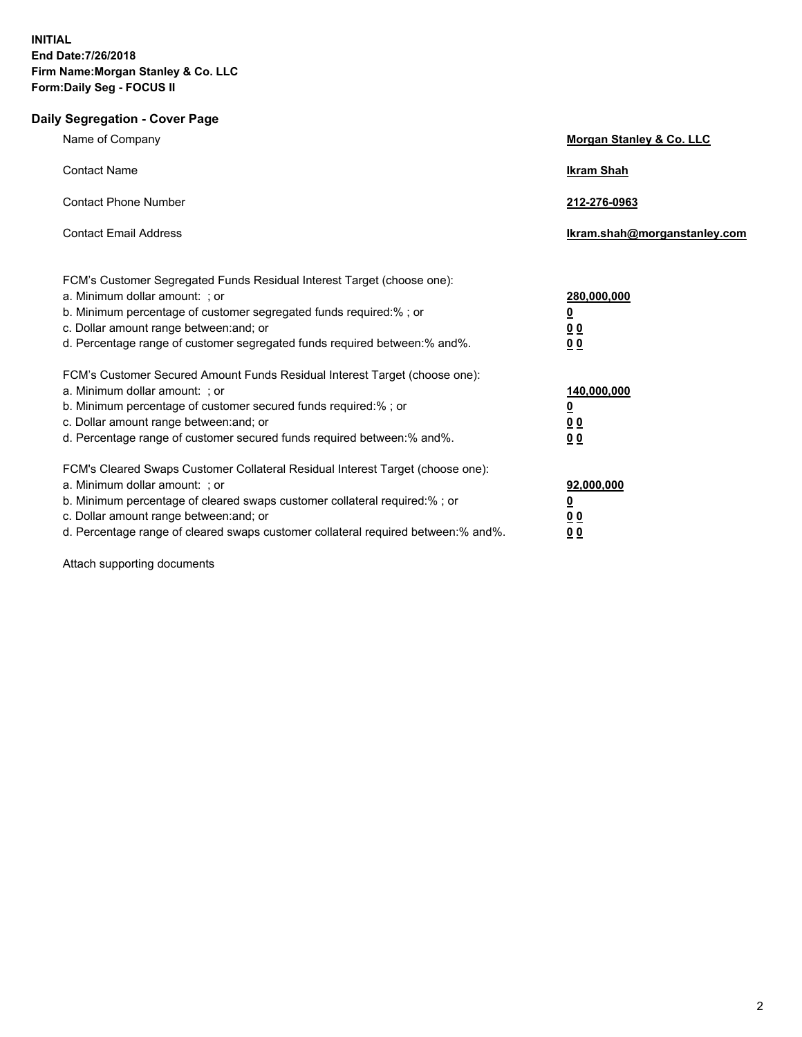**INITIAL**
**End Date:7/26/2018**
**Firm Name:Morgan Stanley & Co. LLC**
**Form:Daily Seg - FOCUS II**

## Daily Segregation - Cover Page

| | |
|---|---|
| Name of Company | **Morgan Stanley & Co. LLC** |
| Contact Name | **Ikram Shah** |
| Contact Phone Number | **212-276-0963** |
| Contact Email Address | **Ikram.shah@morganstanley.com** |

| | |
|---|---|
| FCM's Customer Segregated Funds Residual Interest Target (choose one): | |
| a. Minimum dollar amount: ; or | **280,000,000** |
| b. Minimum percentage of customer segregated funds required:% ; or | **0** |
| c. Dollar amount range between:and; or | **0 0** |
| d. Percentage range of customer segregated funds required between:% and%. | **0 0** |
| FCM's Customer Secured Amount Funds Residual Interest Target (choose one): | |
| a. Minimum dollar amount: ; or | **140,000,000** |
| b. Minimum percentage of customer secured funds required:% ; or | **0** |
| c. Dollar amount range between:and; or | **0 0** |
| d. Percentage range of customer secured funds required between:% and%. | **0 0** |
| FCM's Cleared Swaps Customer Collateral Residual Interest Target (choose one): | |
| a. Minimum dollar amount: ; or | **92,000,000** |
| b. Minimum percentage of cleared swaps customer collateral required:% ; or | **0** |
| c. Dollar amount range between:and; or | **0 0** |
| d. Percentage range of cleared swaps customer collateral required between:% and%. | **0 0** |

Attach supporting documents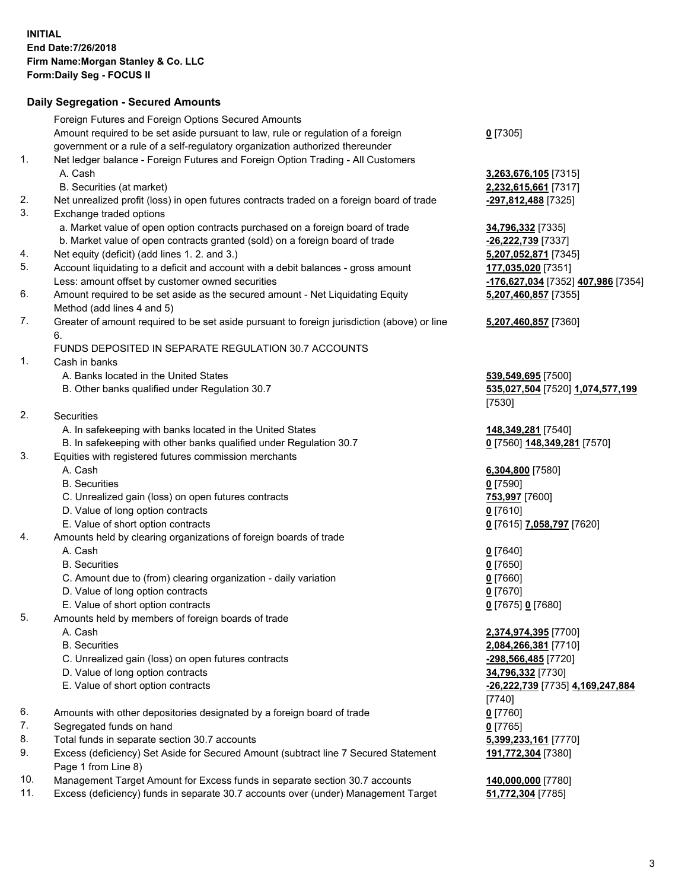**INITIAL**
**End Date:7/26/2018**
**Firm Name:Morgan Stanley & Co. LLC**
**Form:Daily Seg - FOCUS II**

## Daily Segregation - Secured Amounts

| | | |
|---|---|---|
| | Foreign Futures and Foreign Options Secured Amounts | |
| | Amount required to be set aside pursuant to law, rule or regulation of a foreign government or a rule of a self-regulatory organization authorized thereunder | **0** [7305] |
| 1. | Net ledger balance - Foreign Futures and Foreign Option Trading - All Customers | |
| | A. Cash | **3,263,676,105** [7315] |
| | B. Securities (at market) | **2,232,615,661** [7317] |
| 2. | Net unrealized profit (loss) in open futures contracts traded on a foreign board of trade | **-297,812,488** [7325] |
| 3. | Exchange traded options | |
| | a. Market value of open option contracts purchased on a foreign board of trade | **34,796,332** [7335] |
| | b. Market value of open contracts granted (sold) on a foreign board of trade | **-26,222,739** [7337] |
| 4. | Net equity (deficit) (add lines 1. 2. and 3.) | **5,207,052,871** [7345] |
| 5. | Account liquidating to a deficit and account with a debit balances - gross amount | **177,035,020** [7351] |
| | Less: amount offset by customer owned securities | **-176,627,034** [7352] **407,986** [7354] |
| 6. | Amount required to be set aside as the secured amount - Net Liquidating Equity Method (add lines 4 and 5) | **5,207,460,857** [7355] |
| 7. | Greater of amount required to be set aside pursuant to foreign jurisdiction (above) or line 6. | **5,207,460,857** [7360] |
| | FUNDS DEPOSITED IN SEPARATE REGULATION 30.7 ACCOUNTS | |
| 1. | Cash in banks | |
| | A. Banks located in the United States | **539,549,695** [7500] |
| | B. Other banks qualified under Regulation 30.7 | **535,027,504** [7520] **1,074,577,199** [7530] |
| 2. | Securities | |
| | A. In safekeeping with banks located in the United States | **148,349,281** [7540] |
| | B. In safekeeping with other banks qualified under Regulation 30.7 | **0** [7560] **148,349,281** [7570] |
| 3. | Equities with registered futures commission merchants | |
| | A. Cash | **6,304,800** [7580] |
| | B. Securities | **0** [7590] |
| | C. Unrealized gain (loss) on open futures contracts | **753,997** [7600] |
| | D. Value of long option contracts | **0** [7610] |
| | E. Value of short option contracts | **0** [7615] **7,058,797** [7620] |
| 4. | Amounts held by clearing organizations of foreign boards of trade | |
| | A. Cash | **0** [7640] |
| | B. Securities | **0** [7650] |
| | C. Amount due to (from) clearing organization - daily variation | **0** [7660] |
| | D. Value of long option contracts | **0** [7670] |
| | E. Value of short option contracts | **0** [7675] **0** [7680] |
| 5. | Amounts held by members of foreign boards of trade | |
| | A. Cash | **2,374,974,395** [7700] |
| | B. Securities | **2,084,266,381** [7710] |
| | C. Unrealized gain (loss) on open futures contracts | **-298,566,485** [7720] |
| | D. Value of long option contracts | **34,796,332** [7730] |
| | E. Value of short option contracts | **-26,222,739** [7735] **4,169,247,884** [7740] |
| 6. | Amounts with other depositories designated by a foreign board of trade | **0** [7760] |
| 7. | Segregated funds on hand | **0** [7765] |
| 8. | Total funds in separate section 30.7 accounts | **5,399,233,161** [7770] |
| 9. | Excess (deficiency) Set Aside for Secured Amount (subtract line 7 Secured Statement Page 1 from Line 8) | **191,772,304** [7380] |
| 10. | Management Target Amount for Excess funds in separate section 30.7 accounts | **140,000,000** [7780] |
| 11. | Excess (deficiency) funds in separate 30.7 accounts over (under) Management Target | **51,772,304** [7785] |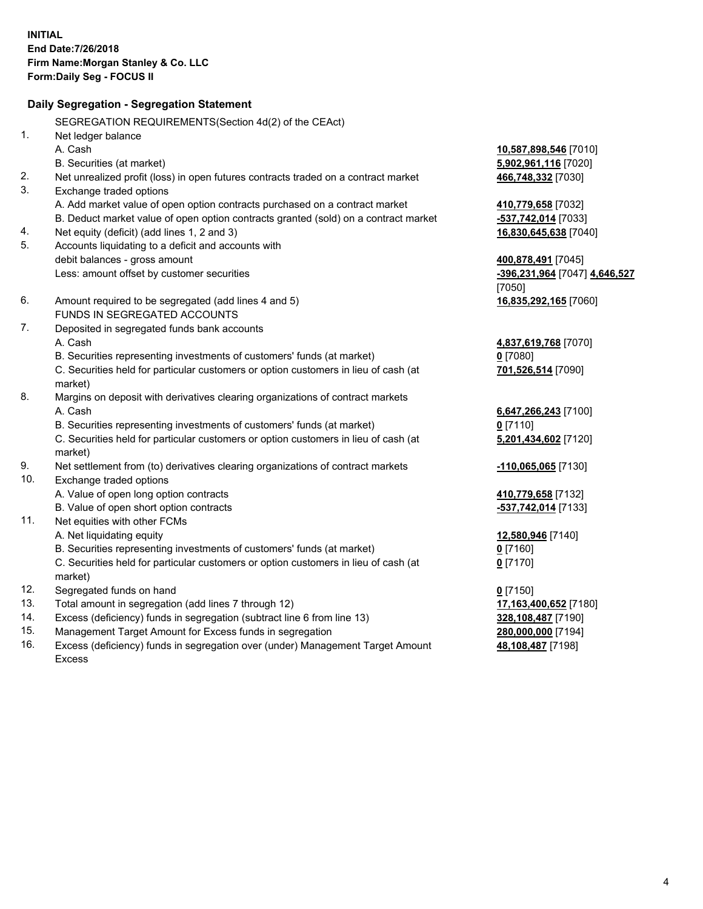**INITIAL**
**End Date:7/26/2018**
**Firm Name:Morgan Stanley & Co. LLC**
**Form:Daily Seg - FOCUS II**

## Daily Segregation - Segregation Statement

| | SEGREGATION REQUIREMENTS(Section 4d(2) of the CEAct) | |
|---|---|---|
| 1. | Net ledger balance | |
| | A. Cash | **10,587,898,546** [7010] |
| | B. Securities (at market) | **5,902,961,116** [7020] |
| 2. | Net unrealized profit (loss) in open futures contracts traded on a contract market | **466,748,332** [7030] |
| 3. | Exchange traded options | |
| | A. Add market value of open option contracts purchased on a contract market | **410,779,658** [7032] |
| | B. Deduct market value of open option contracts granted (sold) on a contract market | **-537,742,014** [7033] |
| 4. | Net equity (deficit) (add lines 1, 2 and 3) | **16,830,645,638** [7040] |
| 5. | Accounts liquidating to a deficit and accounts with debit balances - gross amount | **400,878,491** [7045] |
| | Less: amount offset by customer securities | **-396,231,964** [7047] **4,646,527** [7050] |
| 6. | Amount required to be segregated (add lines 4 and 5) | **16,835,292,165** [7060] |
| | FUNDS IN SEGREGATED ACCOUNTS | |
| 7. | Deposited in segregated funds bank accounts | |
| | A. Cash | **4,837,619,768** [7070] |
| | B. Securities representing investments of customers' funds (at market) | **0** [7080] |
| | C. Securities held for particular customers or option customers in lieu of cash (at market) | **701,526,514** [7090] |
| 8. | Margins on deposit with derivatives clearing organizations of contract markets | |
| | A. Cash | **6,647,266,243** [7100] |
| | B. Securities representing investments of customers' funds (at market) | **0** [7110] |
| | C. Securities held for particular customers or option customers in lieu of cash (at market) | **5,201,434,602** [7120] |
| 9. | Net settlement from (to) derivatives clearing organizations of contract markets | **-110,065,065** [7130] |
| 10. | Exchange traded options | |
| | A. Value of open long option contracts | **410,779,658** [7132] |
| | B. Value of open short option contracts | **-537,742,014** [7133] |
| 11. | Net equities with other FCMs | |
| | A. Net liquidating equity | **12,580,946** [7140] |
| | B. Securities representing investments of customers' funds (at market) | **0** [7160] |
| | C. Securities held for particular customers or option customers in lieu of cash (at market) | **0** [7170] |
| 12. | Segregated funds on hand | **0** [7150] |
| 13. | Total amount in segregation (add lines 7 through 12) | **17,163,400,652** [7180] |
| 14. | Excess (deficiency) funds in segregation (subtract line 6 from line 13) | **328,108,487** [7190] |
| 15. | Management Target Amount for Excess funds in segregation | **280,000,000** [7194] |
| 16. | Excess (deficiency) funds in segregation over (under) Management Target Amount Excess | **48,108,487** [7198] |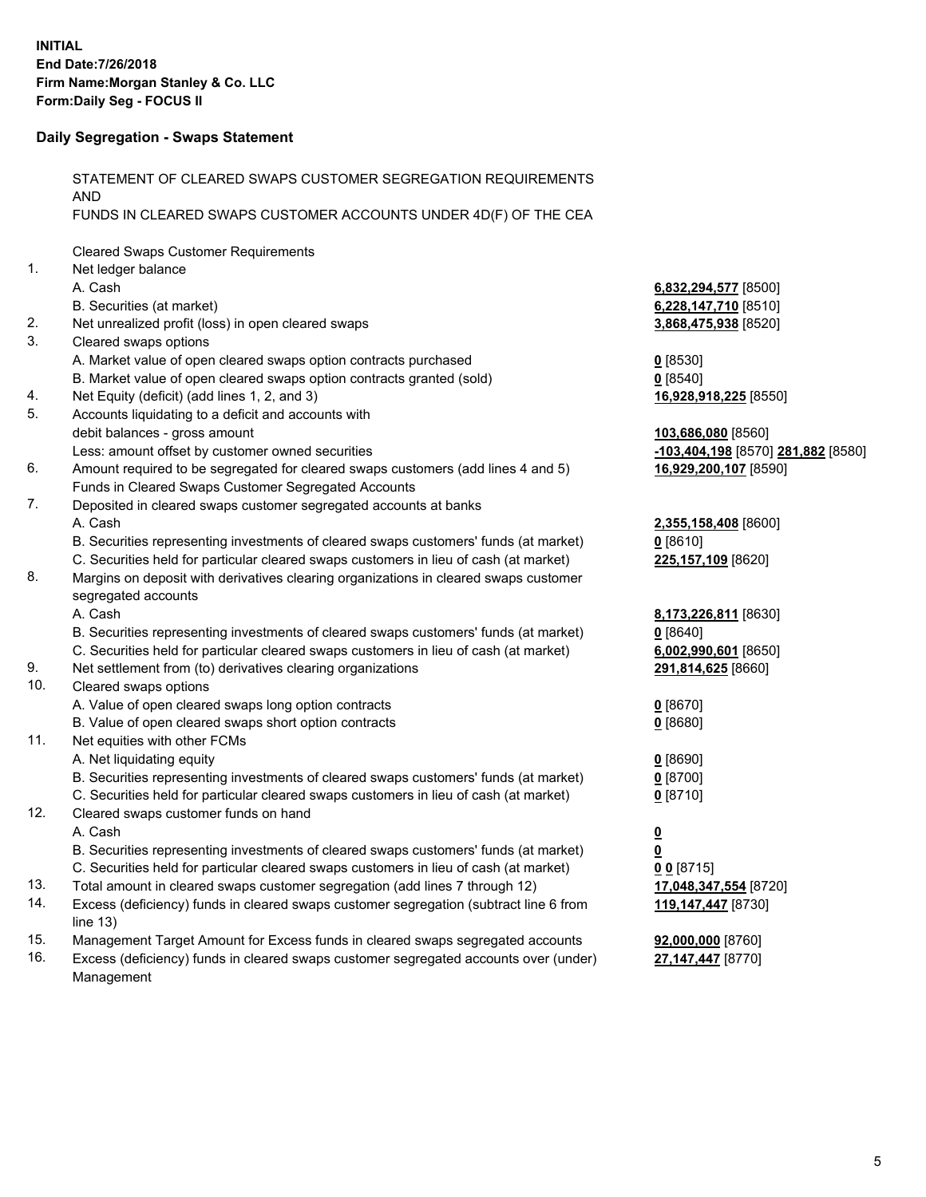**INITIAL**
**End Date:7/26/2018**
**Firm Name:Morgan Stanley & Co. LLC**
**Form:Daily Seg - FOCUS II**

## Daily Segregation - Swaps Statement

STATEMENT OF CLEARED SWAPS CUSTOMER SEGREGATION REQUIREMENTS AND
FUNDS IN CLEARED SWAPS CUSTOMER ACCOUNTS UNDER 4D(F) OF THE CEA

| | | |
|---|---|---|
| | Cleared Swaps Customer Requirements | |
| 1. | Net ledger balance | |
| | A. Cash | 6,832,294,577 [8500] |
| | B. Securities (at market) | 6,228,147,710 [8510] |
| 2. | Net unrealized profit (loss) in open cleared swaps | 3,868,475,938 [8520] |
| 3. | Cleared swaps options | |
| | A. Market value of open cleared swaps option contracts purchased | 0 [8530] |
| | B. Market value of open cleared swaps option contracts granted (sold) | 0 [8540] |
| 4. | Net Equity (deficit) (add lines 1, 2, and 3) | 16,928,918,225 [8550] |
| 5. | Accounts liquidating to a deficit and accounts with debit balances - gross amount | 103,686,080 [8560] |
| | Less: amount offset by customer owned securities | -103,404,198 [8570] 281,882 [8580] |
| 6. | Amount required to be segregated for cleared swaps customers (add lines 4 and 5) | 16,929,200,107 [8590] |
| | Funds in Cleared Swaps Customer Segregated Accounts | |
| 7. | Deposited in cleared swaps customer segregated accounts at banks | |
| | A. Cash | 2,355,158,408 [8600] |
| | B. Securities representing investments of cleared swaps customers' funds (at market) | 0 [8610] |
| | C. Securities held for particular cleared swaps customers in lieu of cash (at market) | 225,157,109 [8620] |
| 8. | Margins on deposit with derivatives clearing organizations in cleared swaps customer segregated accounts | |
| | A. Cash | 8,173,226,811 [8630] |
| | B. Securities representing investments of cleared swaps customers' funds (at market) | 0 [8640] |
| | C. Securities held for particular cleared swaps customers in lieu of cash (at market) | 6,002,990,601 [8650] |
| 9. | Net settlement from (to) derivatives clearing organizations | 291,814,625 [8660] |
| 10. | Cleared swaps options | |
| | A. Value of open cleared swaps long option contracts | 0 [8670] |
| | B. Value of open cleared swaps short option contracts | 0 [8680] |
| 11. | Net equities with other FCMs | |
| | A. Net liquidating equity | 0 [8690] |
| | B. Securities representing investments of cleared swaps customers' funds (at market) | 0 [8700] |
| | C. Securities held for particular cleared swaps customers in lieu of cash (at market) | 0 [8710] |
| 12. | Cleared swaps customer funds on hand | |
| | A. Cash | 0 |
| | B. Securities representing investments of cleared swaps customers' funds (at market) | 0 |
| | C. Securities held for particular cleared swaps customers in lieu of cash (at market) | 0 0 [8715] |
| 13. | Total amount in cleared swaps customer segregation (add lines 7 through 12) | 17,048,347,554 [8720] |
| 14. | Excess (deficiency) funds in cleared swaps customer segregation (subtract line 6 from line 13) | 119,147,447 [8730] |
| 15. | Management Target Amount for Excess funds in cleared swaps segregated accounts | 92,000,000 [8760] |
| 16. | Excess (deficiency) funds in cleared swaps customer segregated accounts over (under) Management | 27,147,447 [8770] |